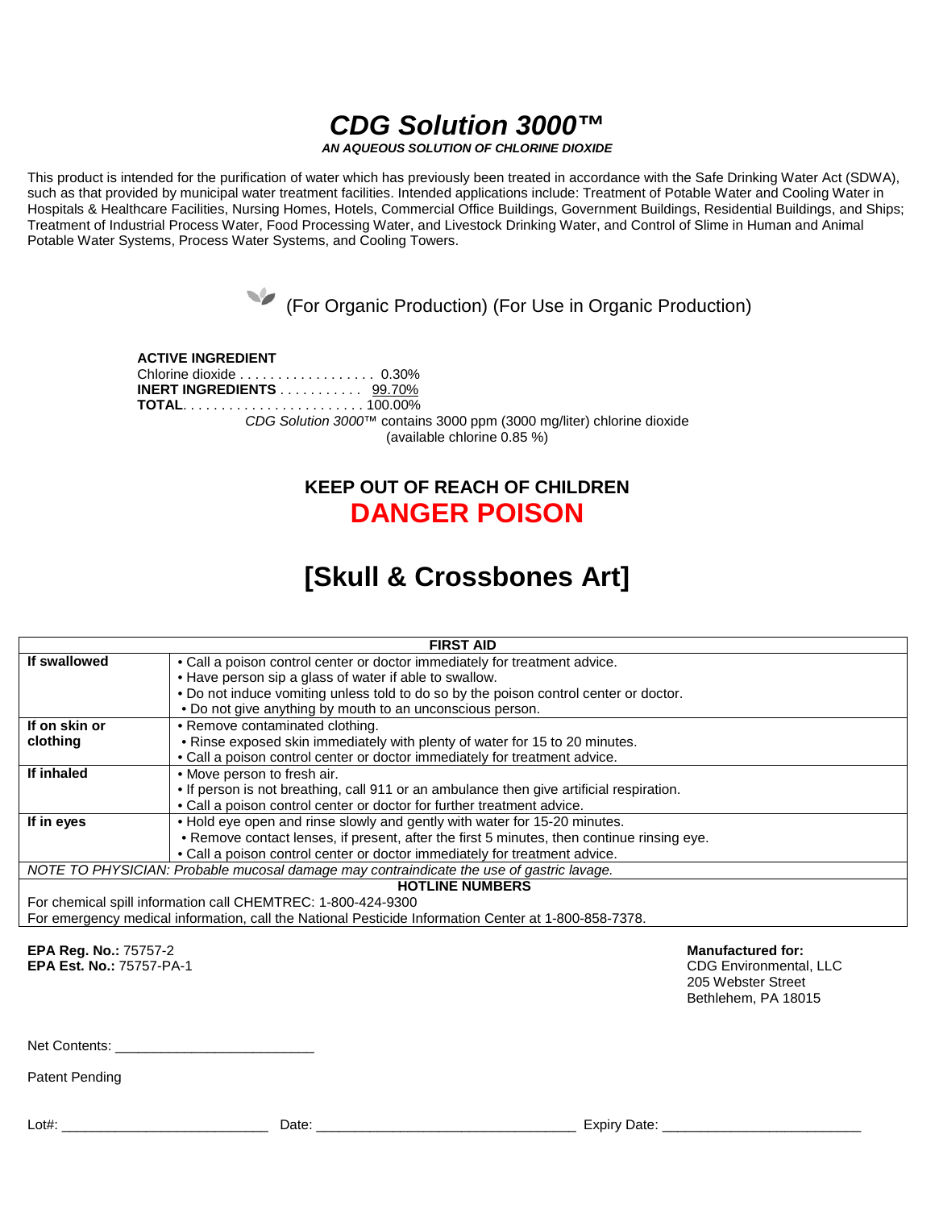# *CDG Solution 3000™*

***AN AQUEOUS SOLUTION OF CHLORINE DIOXIDE***

This product is intended for the purification of water which has previously been treated in accordance with the Safe Drinking Water Act (SDWA), such as that provided by municipal water treatment facilities. Intended applications include: Treatment of Potable Water and Cooling Water in Hospitals & Healthcare Facilities, Nursing Homes, Hotels, Commercial Office Buildings, Government Buildings, Residential Buildings, and Ships; Treatment of Industrial Process Water, Food Processing Water, and Livestock Drinking Water, and Control of Slime in Human and Animal Potable Water Systems, Process Water Systems, and Cooling Towers.

(For Organic Production) (For Use in Organic Production)

**ACTIVE INGREDIENT**
Chlorine dioxide . . . . . . . . . . . . . . . . . . 0.30%
**INERT INGREDIENTS** . . . . . . . . . . . 99.70%
**TOTAL**. . . . . . . . . . . . . . . . . . . . . . . . 100.00%

*CDG Solution 3000*™ contains 3000 ppm (3000 mg/liter) chlorine dioxide (available chlorine 0.85 %)

## KEEP OUT OF REACH OF CHILDREN
## DANGER POISON

# [Skull & Crossbones Art]

| FIRST AID | |
|---|---|
| **If swallowed** | • Call a poison control center or doctor immediately for treatment advice.<br>• Have person sip a glass of water if able to swallow.<br>• Do not induce vomiting unless told to do so by the poison control center or doctor.<br>• Do not give anything by mouth to an unconscious person. |
| **If on skin or clothing** | • Remove contaminated clothing.<br>• Rinse exposed skin immediately with plenty of water for 15 to 20 minutes.<br>• Call a poison control center or doctor immediately for treatment advice. |
| **If inhaled** | • Move person to fresh air.<br>• If person is not breathing, call 911 or an ambulance then give artificial respiration.<br>• Call a poison control center or doctor for further treatment advice. |
| **If in eyes** | • Hold eye open and rinse slowly and gently with water for 15-20 minutes.<br>• Remove contact lenses, if present, after the first 5 minutes, then continue rinsing eye.<br>• Call a poison control center or doctor immediately for treatment advice. |
| *NOTE TO PHYSICIAN: Probable mucosal damage may contraindicate the use of gastric lavage.* | |
| **HOTLINE NUMBERS** | |
| For chemical spill information call CHEMTREC: 1-800-424-9300 | |
| For emergency medical information, call the National Pesticide Information Center at 1-800-858-7378. | |

**EPA Reg. No.:** 75757-2
**EPA Est. No.:** 75757-PA-1

**Manufactured for:**
CDG Environmental, LLC
205 Webster Street
Bethlehem, PA 18015

Net Contents: ___________________________

Patent Pending

Lot#: ___________________________ Date: ___________________________ Expiry Date: ___________________________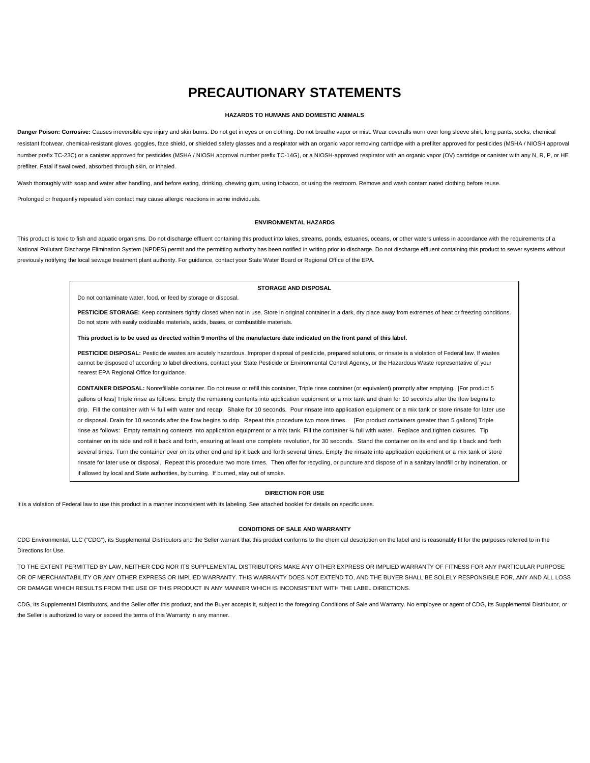# PRECAUTIONARY STATEMENTS

### HAZARDS TO HUMANS AND DOMESTIC ANIMALS

**Danger Poison: Corrosive:** Causes irreversible eye injury and skin burns. Do not get in eyes or on clothing. Do not breathe vapor or mist. Wear coveralls worn over long sleeve shirt, long pants, socks, chemical resistant footwear, chemical-resistant gloves, goggles, face shield, or shielded safety glasses and a respirator with an organic vapor removing cartridge with a prefilter approved for pesticides (MSHA / NIOSH approval number prefix TC-23C) or a canister approved for pesticides (MSHA / NIOSH approval number prefix TC-14G), or a NIOSH-approved respirator with an organic vapor (OV) cartridge or canister with any N, R, P, or HE prefilter. Fatal if swallowed, absorbed through skin, or inhaled.

Wash thoroughly with soap and water after handling, and before eating, drinking, chewing gum, using tobacco, or using the restroom. Remove and wash contaminated clothing before reuse.

Prolonged or frequently repeated skin contact may cause allergic reactions in some individuals.

### ENVIRONMENTAL HAZARDS

This product is toxic to fish and aquatic organisms. Do not discharge effluent containing this product into lakes, streams, ponds, estuaries, oceans, or other waters unless in accordance with the requirements of a National Pollutant Discharge Elimination System (NPDES) permit and the permitting authority has been notified in writing prior to discharge. Do not discharge effluent containing this product to sewer systems without previously notifying the local sewage treatment plant authority. For guidance, contact your State Water Board or Regional Office of the EPA.

### STORAGE AND DISPOSAL

Do not contaminate water, food, or feed by storage or disposal.

**PESTICIDE STORAGE:** Keep containers tightly closed when not in use. Store in original container in a dark, dry place away from extremes of heat or freezing conditions. Do not store with easily oxidizable materials, acids, bases, or combustible materials.

**This product is to be used as directed within 9 months of the manufacture date indicated on the front panel of this label.**

**PESTICIDE DISPOSAL:** Pesticide wastes are acutely hazardous. Improper disposal of pesticide, prepared solutions, or rinsate is a violation of Federal law. If wastes cannot be disposed of according to label directions, contact your State Pesticide or Environmental Control Agency, or the Hazardous Waste representative of your nearest EPA Regional Office for guidance.

**CONTAINER DISPOSAL:** Nonrefillable container. Do not reuse or refill this container, Triple rinse container (or equivalent) promptly after emptying. [For product 5 gallons of less] Triple rinse as follows: Empty the remaining contents into application equipment or a mix tank and drain for 10 seconds after the flow begins to drip. Fill the container with ¼ full with water and recap. Shake for 10 seconds. Pour rinsate into application equipment or a mix tank or store rinsate for later use or disposal. Drain for 10 seconds after the flow begins to drip. Repeat this procedure two more times. [For product containers greater than 5 gallons] Triple rinse as follows: Empty remaining contents into application equipment or a mix tank. Fill the container ¼ full with water. Replace and tighten closures. Tip container on its side and roll it back and forth, ensuring at least one complete revolution, for 30 seconds. Stand the container on its end and tip it back and forth several times. Turn the container over on its other end and tip it back and forth several times. Empty the rinsate into application equipment or a mix tank or store rinsate for later use or disposal. Repeat this procedure two more times. Then offer for recycling, or puncture and dispose of in a sanitary landfill or by incineration, or if allowed by local and State authorities, by burning. If burned, stay out of smoke.

### DIRECTION FOR USE

It is a violation of Federal law to use this product in a manner inconsistent with its labeling. See attached booklet for details on specific uses.

### CONDITIONS OF SALE AND WARRANTY

CDG Environmental, LLC ("CDG"), its Supplemental Distributors and the Seller warrant that this product conforms to the chemical description on the label and is reasonably fit for the purposes referred to in the Directions for Use.

TO THE EXTENT PERMITTED BY LAW, NEITHER CDG NOR ITS SUPPLEMENTAL DISTRIBUTORS MAKE ANY OTHER EXPRESS OR IMPLIED WARRANTY OF FITNESS FOR ANY PARTICULAR PURPOSE OR OF MERCHANTABILITY OR ANY OTHER EXPRESS OR IMPLIED WARRANTY. THIS WARRANTY DOES NOT EXTEND TO, AND THE BUYER SHALL BE SOLELY RESPONSIBLE FOR, ANY AND ALL LOSS OR DAMAGE WHICH RESULTS FROM THE USE OF THIS PRODUCT IN ANY MANNER WHICH IS INCONSISTENT WITH THE LABEL DIRECTIONS.

CDG, its Supplemental Distributors, and the Seller offer this product, and the Buyer accepts it, subject to the foregoing Conditions of Sale and Warranty. No employee or agent of CDG, its Supplemental Distributor, or the Seller is authorized to vary or exceed the terms of this Warranty in any manner.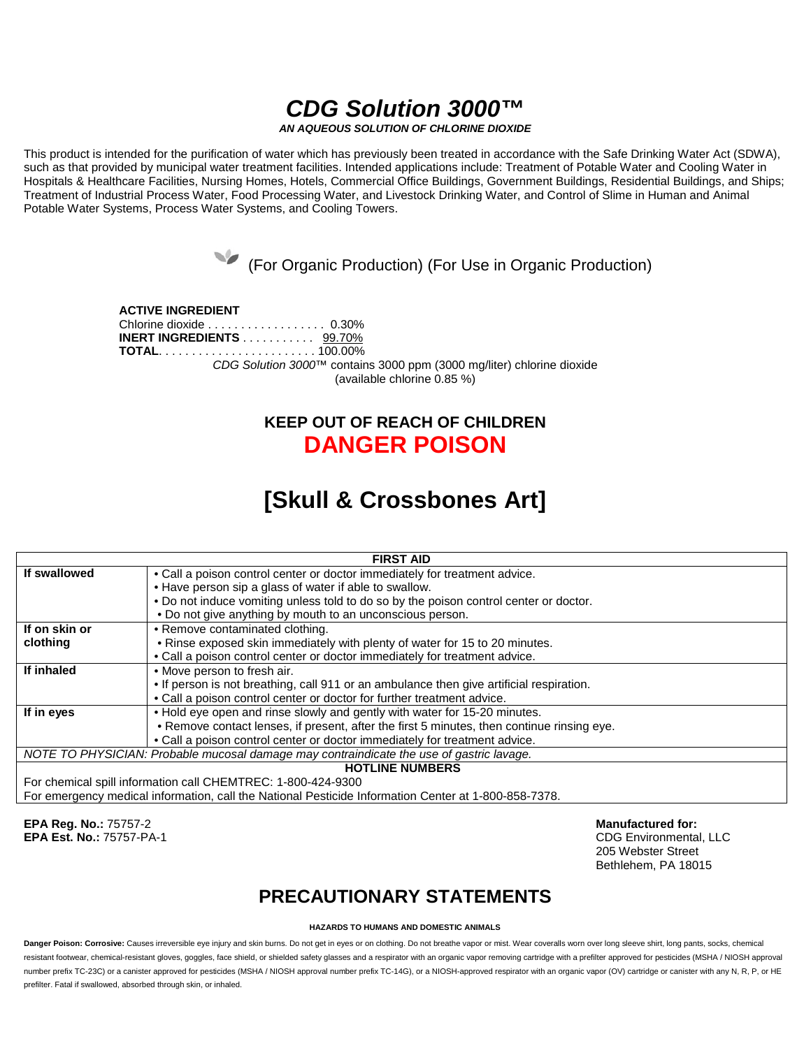# *CDG Solution 3000™*

***AN AQUEOUS SOLUTION OF CHLORINE DIOXIDE***

This product is intended for the purification of water which has previously been treated in accordance with the Safe Drinking Water Act (SDWA), such as that provided by municipal water treatment facilities. Intended applications include: Treatment of Potable Water and Cooling Water in Hospitals & Healthcare Facilities, Nursing Homes, Hotels, Commercial Office Buildings, Government Buildings, Residential Buildings, and Ships; Treatment of Industrial Process Water, Food Processing Water, and Livestock Drinking Water, and Control of Slime in Human and Animal Potable Water Systems, Process Water Systems, and Cooling Towers.

(For Organic Production) (For Use in Organic Production)

**ACTIVE INGREDIENT**
Chlorine dioxide . . . . . . . . . . . . . . . . . . 0.30%
**INERT INGREDIENTS** . . . . . . . . . . . 99.70%
**TOTAL**. . . . . . . . . . . . . . . . . . . . . . . . 100.00%

*CDG Solution 3000*™ contains 3000 ppm (3000 mg/liter) chlorine dioxide (available chlorine 0.85 %)

## KEEP OUT OF REACH OF CHILDREN
## DANGER POISON

# [Skull & Crossbones Art]

| FIRST AID | |
|---|---|
| **If swallowed** | • Call a poison control center or doctor immediately for treatment advice.<br>• Have person sip a glass of water if able to swallow.<br>• Do not induce vomiting unless told to do so by the poison control center or doctor.<br>• Do not give anything by mouth to an unconscious person. |
| **If on skin or clothing** | • Remove contaminated clothing.<br>• Rinse exposed skin immediately with plenty of water for 15 to 20 minutes.<br>• Call a poison control center or doctor immediately for treatment advice. |
| **If inhaled** | • Move person to fresh air.<br>• If person is not breathing, call 911 or an ambulance then give artificial respiration.<br>• Call a poison control center or doctor for further treatment advice. |
| **If in eyes** | • Hold eye open and rinse slowly and gently with water for 15-20 minutes.<br>• Remove contact lenses, if present, after the first 5 minutes, then continue rinsing eye.<br>• Call a poison control center or doctor immediately for treatment advice. |
| *NOTE TO PHYSICIAN: Probable mucosal damage may contraindicate the use of gastric lavage.* | |
| **HOTLINE NUMBERS** | |
| For chemical spill information call CHEMTREC: 1-800-424-9300<br>For emergency medical information, call the National Pesticide Information Center at 1-800-858-7378. | |

**EPA Reg. No.:** 75757-2
**EPA Est. No.:** 75757-PA-1

**Manufactured for:**
CDG Environmental, LLC
205 Webster Street
Bethlehem, PA 18015

## PRECAUTIONARY STATEMENTS

**HAZARDS TO HUMANS AND DOMESTIC ANIMALS**

**Danger Poison: Corrosive:** Causes irreversible eye injury and skin burns. Do not get in eyes or on clothing. Do not breathe vapor or mist. Wear coveralls worn over long sleeve shirt, long pants, socks, chemical resistant footwear, chemical-resistant gloves, goggles, face shield, or shielded safety glasses and a respirator with an organic vapor removing cartridge with a prefilter approved for pesticides (MSHA / NIOSH approval number prefix TC-23C) or a canister approved for pesticides (MSHA / NIOSH approval number prefix TC-14G), or a NIOSH-approved respirator with an organic vapor (OV) cartridge or canister with any N, R, P, or HE prefilter. Fatal if swallowed, absorbed through skin, or inhaled.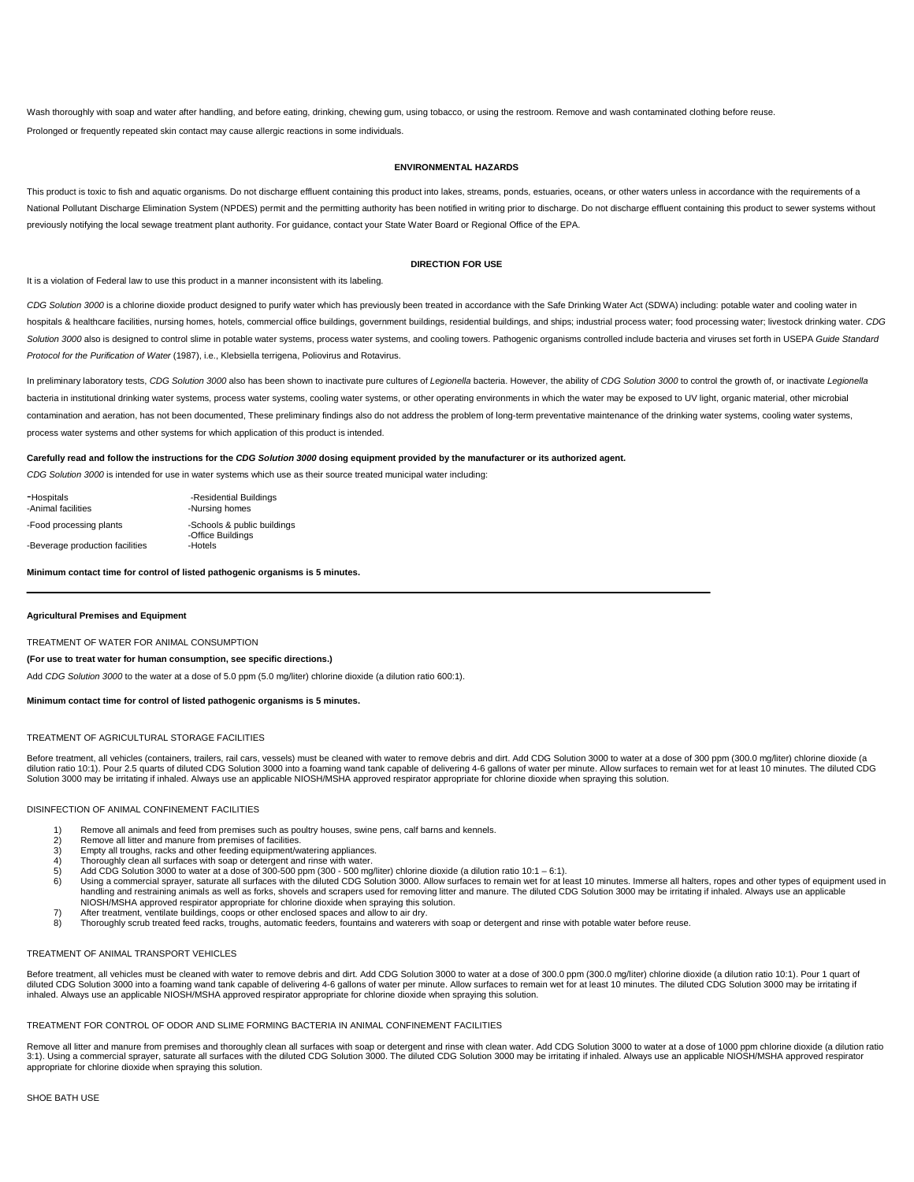Wash thoroughly with soap and water after handling, and before eating, drinking, chewing gum, using tobacco, or using the restroom. Remove and wash contaminated clothing before reuse.

Prolonged or frequently repeated skin contact may cause allergic reactions in some individuals.

**ENVIRONMENTAL HAZARDS**

This product is toxic to fish and aquatic organisms. Do not discharge effluent containing this product into lakes, streams, ponds, estuaries, oceans, or other waters unless in accordance with the requirements of a National Pollutant Discharge Elimination System (NPDES) permit and the permitting authority has been notified in writing prior to discharge. Do not discharge effluent containing this product to sewer systems without previously notifying the local sewage treatment plant authority. For guidance, contact your State Water Board or Regional Office of the EPA.

**DIRECTION FOR USE**

It is a violation of Federal law to use this product in a manner inconsistent with its labeling.

*CDG Solution 3000* is a chlorine dioxide product designed to purify water which has previously been treated in accordance with the Safe Drinking Water Act (SDWA) including: potable water and cooling water in hospitals & healthcare facilities, nursing homes, hotels, commercial office buildings, government buildings, residential buildings, and ships; industrial process water; food processing water; livestock drinking water. *CDG Solution 3000* also is designed to control slime in potable water systems, process water systems, and cooling towers. Pathogenic organisms controlled include bacteria and viruses set forth in USEPA *Guide Standard Protocol for the Purification of Water* (1987), i.e., Klebsiella terrigena, Poliovirus and Rotavirus.

In preliminary laboratory tests, *CDG Solution 3000* also has been shown to inactivate pure cultures of *Legionella* bacteria. However, the ability of *CDG Solution 3000* to control the growth of, or inactivate *Legionella* bacteria in institutional drinking water systems, process water systems, cooling water systems, or other operating environments in which the water may be exposed to UV light, organic material, other microbial contamination and aeration, has not been documented, These preliminary findings also do not address the problem of long-term preventative maintenance of the drinking water systems, cooling water systems, process water systems and other systems for which application of this product is intended.

**Carefully read and follow the instructions for the *CDG Solution 3000* dosing equipment provided by the manufacturer or its authorized agent.**

*CDG Solution 3000* is intended for use in water systems which use as their source treated municipal water including:

| | |
|---|---|
| -Hospitals | -Residential Buildings |
| -Animal facilities | -Nursing homes |
| -Food processing plants | -Schools & public buildings |
| | -Office Buildings |
| -Beverage production facilities | -Hotels |

**Minimum contact time for control of listed pathogenic organisms is 5 minutes.**

---

**Agricultural Premises and Equipment**

TREATMENT OF WATER FOR ANIMAL CONSUMPTION

**(For use to treat water for human consumption, see specific directions.)**

Add *CDG Solution 3000* to the water at a dose of 5.0 ppm (5.0 mg/liter) chlorine dioxide (a dilution ratio 600:1).

**Minimum contact time for control of listed pathogenic organisms is 5 minutes.**

TREATMENT OF AGRICULTURAL STORAGE FACILITIES

Before treatment, all vehicles (containers, trailers, rail cars, vessels) must be cleaned with water to remove debris and dirt. Add CDG Solution 3000 to water at a dose of 300 ppm (300.0 mg/liter) chlorine dioxide (a dilution ratio 10:1). Pour 2.5 quarts of diluted CDG Solution 3000 into a foaming wand tank capable of delivering 4-6 gallons of water per minute. Allow surfaces to remain wet for at least 10 minutes. The diluted CDG Solution 3000 may be irritating if inhaled. Always use an applicable NIOSH/MSHA approved respirator appropriate for chlorine dioxide when spraying this solution.

DISINFECTION OF ANIMAL CONFINEMENT FACILITIES

1) Remove all animals and feed from premises such as poultry houses, swine pens, calf barns and kennels.
2) Remove all litter and manure from premises of facilities.
3) Empty all troughs, racks and other feeding equipment/watering appliances.
4) Thoroughly clean all surfaces with soap or detergent and rinse with water.
5) Add CDG Solution 3000 to water at a dose of 300-500 ppm (300 - 500 mg/liter) chlorine dioxide (a dilution ratio 10:1 – 6:1).
6) Using a commercial sprayer, saturate all surfaces with the diluted CDG Solution 3000. Allow surfaces to remain wet for at least 10 minutes. Immerse all halters, ropes and other types of equipment used in handling and restraining animals as well as forks, shovels and scrapers used for removing litter and manure. The diluted CDG Solution 3000 may be irritating if inhaled. Always use an applicable NIOSH/MSHA approved respirator appropriate for chlorine dioxide when spraying this solution.
7) After treatment, ventilate buildings, coops or other enclosed spaces and allow to air dry.
8) Thoroughly scrub treated feed racks, troughs, automatic feeders, fountains and waterers with soap or detergent and rinse with potable water before reuse.

TREATMENT OF ANIMAL TRANSPORT VEHICLES

Before treatment, all vehicles must be cleaned with water to remove debris and dirt. Add CDG Solution 3000 to water at a dose of 300.0 ppm (300.0 mg/liter) chlorine dioxide (a dilution ratio 10:1). Pour 1 quart of diluted CDG Solution 3000 into a foaming wand tank capable of delivering 4-6 gallons of water per minute. Allow surfaces to remain wet for at least 10 minutes. The diluted CDG Solution 3000 may be irritating if inhaled. Always use an applicable NIOSH/MSHA approved respirator appropriate for chlorine dioxide when spraying this solution.

TREATMENT FOR CONTROL OF ODOR AND SLIME FORMING BACTERIA IN ANIMAL CONFINEMENT FACILITIES

Remove all litter and manure from premises and thoroughly clean all surfaces with soap or detergent and rinse with clean water. Add CDG Solution 3000 to water at a dose of 1000 ppm chlorine dioxide (a dilution ratio 3:1). Using a commercial sprayer, saturate all surfaces with the diluted CDG Solution 3000. The diluted CDG Solution 3000 may be irritating if inhaled. Always use an applicable NIOSH/MSHA approved respirator appropriate for chlorine dioxide when spraying this solution.

SHOE BATH USE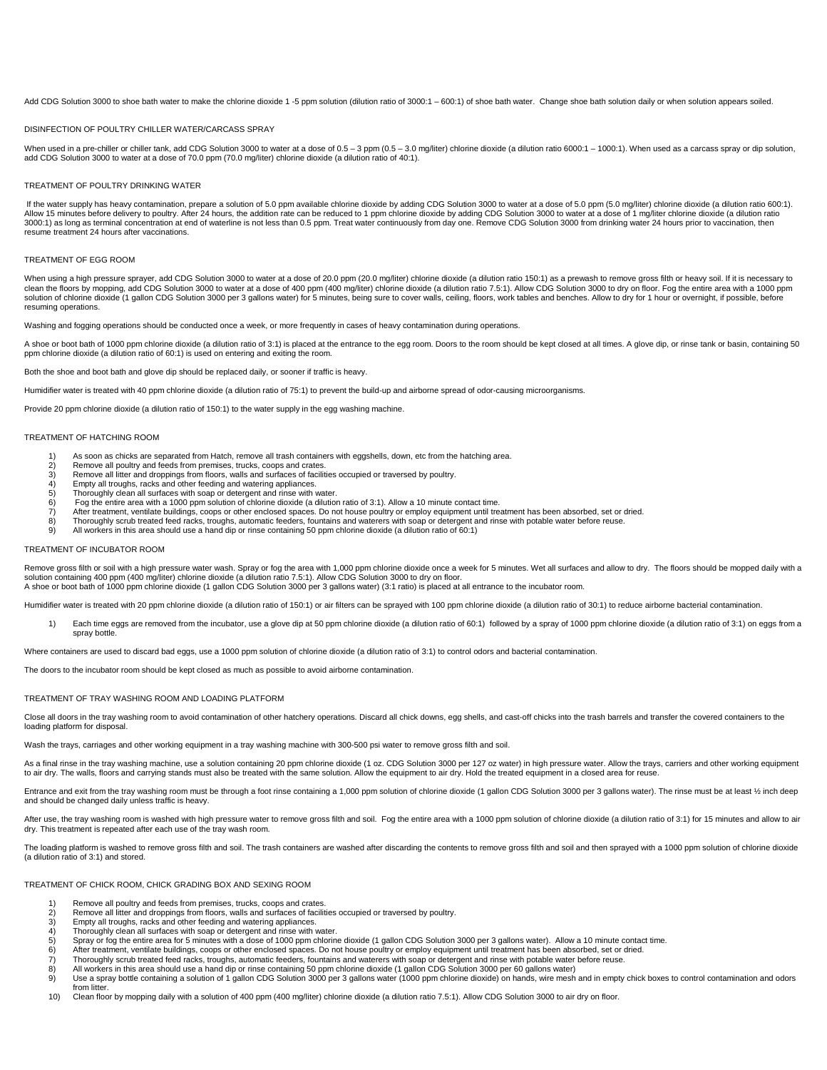Add CDG Solution 3000 to shoe bath water to make the chlorine dioxide 1 -5 ppm solution (dilution ratio of 3000:1 – 600:1) of shoe bath water. Change shoe bath solution daily or when solution appears soiled.

## DISINFECTION OF POULTRY CHILLER WATER/CARCASS SPRAY

When used in a pre-chiller or chiller tank, add CDG Solution 3000 to water at a dose of 0.5 – 3 ppm (0.5 – 3.0 mg/liter) chlorine dioxide (a dilution ratio 6000:1 – 1000:1). When used as a carcass spray or dip solution, add CDG Solution 3000 to water at a dose of 70.0 ppm (70.0 mg/liter) chlorine dioxide (a dilution ratio of 40:1).

## TREATMENT OF POULTRY DRINKING WATER

If the water supply has heavy contamination, prepare a solution of 5.0 ppm available chlorine dioxide by adding CDG Solution 3000 to water at a dose of 5.0 ppm (5.0 mg/liter) chlorine dioxide (a dilution ratio 600:1). Allow 15 minutes before delivery to poultry. After 24 hours, the addition rate can be reduced to 1 ppm chlorine dioxide by adding CDG Solution 3000 to water at a dose of 1 mg/liter chlorine dioxide (a dilution ratio 3000:1) as long as terminal concentration at end of waterline is not less than 0.5 ppm. Treat water continuously from day one. Remove CDG Solution 3000 from drinking water 24 hours prior to vaccination, then resume treatment 24 hours after vaccinations.

## TREATMENT OF EGG ROOM

When using a high pressure sprayer, add CDG Solution 3000 to water at a dose of 20.0 ppm (20.0 mg/liter) chlorine dioxide (a dilution ratio 150:1) as a prewash to remove gross filth or heavy soil. If it is necessary to clean the floors by mopping, add CDG Solution 3000 to water at a dose of 400 ppm (400 mg/liter) chlorine dioxide (a dilution ratio 7.5:1). Allow CDG Solution 3000 to dry on floor. Fog the entire area with a 1000 ppm solution of chlorine dioxide (1 gallon CDG Solution 3000 per 3 gallons water) for 5 minutes, being sure to cover walls, ceiling, floors, work tables and benches. Allow to dry for 1 hour or overnight, if possible, before resuming operations.

Washing and fogging operations should be conducted once a week, or more frequently in cases of heavy contamination during operations.

A shoe or boot bath of 1000 ppm chlorine dioxide (a dilution ratio of 3:1) is placed at the entrance to the egg room. Doors to the room should be kept closed at all times. A glove dip, or rinse tank or basin, containing 50 ppm chlorine dioxide (a dilution ratio of 60:1) is used on entering and exiting the room.

Both the shoe and boot bath and glove dip should be replaced daily, or sooner if traffic is heavy.

Humidifier water is treated with 40 ppm chlorine dioxide (a dilution ratio of 75:1) to prevent the build-up and airborne spread of odor-causing microorganisms.

Provide 20 ppm chlorine dioxide (a dilution ratio of 150:1) to the water supply in the egg washing machine.

## TREATMENT OF HATCHING ROOM

1) As soon as chicks are separated from Hatch, remove all trash containers with eggshells, down, etc from the hatching area.
2) Remove all poultry and feeds from premises, trucks, coops and crates.
3) Remove all litter and droppings from floors, walls and surfaces of facilities occupied or traversed by poultry.
4) Empty all troughs, racks and other feeding and watering appliances.
5) Thoroughly clean all surfaces with soap or detergent and rinse with water.
6) Fog the entire area with a 1000 ppm solution of chlorine dioxide (a dilution ratio of 3:1). Allow a 10 minute contact time.
7) After treatment, ventilate buildings, coops or other enclosed spaces. Do not house poultry or employ equipment until treatment has been absorbed, set or dried.
8) Thoroughly scrub treated feed racks, troughs, automatic feeders, fountains and waterers with soap or detergent and rinse with potable water before reuse.
9) All workers in this area should use a hand dip or rinse containing 50 ppm chlorine dioxide (a dilution ratio of 60:1)

## TREATMENT OF INCUBATOR ROOM

Remove gross filth or soil with a high pressure water wash. Spray or fog the area with 1,000 ppm chlorine dioxide once a week for 5 minutes. Wet all surfaces and allow to dry. The floors should be mopped daily with a solution containing 400 ppm (400 mg/liter) chlorine dioxide (a dilution ratio 7.5:1). Allow CDG Solution 3000 to dry on floor.
A shoe or boot bath of 1000 ppm chlorine dioxide (1 gallon CDG Solution 3000 per 3 gallons water) (3:1 ratio) is placed at all entrance to the incubator room.

Humidifier water is treated with 20 ppm chlorine dioxide (a dilution ratio of 150:1) or air filters can be sprayed with 100 ppm chlorine dioxide (a dilution ratio of 30:1) to reduce airborne bacterial contamination.

1) Each time eggs are removed from the incubator, use a glove dip at 50 ppm chlorine dioxide (a dilution ratio of 60:1) followed by a spray of 1000 ppm chlorine dioxide (a dilution ratio of 3:1) on eggs from a spray bottle.

Where containers are used to discard bad eggs, use a 1000 ppm solution of chlorine dioxide (a dilution ratio of 3:1) to control odors and bacterial contamination.

The doors to the incubator room should be kept closed as much as possible to avoid airborne contamination.

## TREATMENT OF TRAY WASHING ROOM AND LOADING PLATFORM

Close all doors in the tray washing room to avoid contamination of other hatchery operations. Discard all chick downs, egg shells, and cast-off chicks into the trash barrels and transfer the covered containers to the loading platform for disposal.

Wash the trays, carriages and other working equipment in a tray washing machine with 300-500 psi water to remove gross filth and soil.

As a final rinse in the tray washing machine, use a solution containing 20 ppm chlorine dioxide (1 oz. CDG Solution 3000 per 127 oz water) in high pressure water. Allow the trays, carriers and other working equipment to air dry. The walls, floors and carrying stands must also be treated with the same solution. Allow the equipment to air dry. Hold the treated equipment in a closed area for reuse.

Entrance and exit from the tray washing room must be through a foot rinse containing a 1,000 ppm solution of chlorine dioxide (1 gallon CDG Solution 3000 per 3 gallons water). The rinse must be at least ½ inch deep and should be changed daily unless traffic is heavy.

After use, the tray washing room is washed with high pressure water to remove gross filth and soil. Fog the entire area with a 1000 ppm solution of chlorine dioxide (a dilution ratio of 3:1) for 15 minutes and allow to air dry. This treatment is repeated after each use of the tray wash room.

The loading platform is washed to remove gross filth and soil. The trash containers are washed after discarding the contents to remove gross filth and soil and then sprayed with a 1000 ppm solution of chlorine dioxide (a dilution ratio of 3:1) and stored.

## TREATMENT OF CHICK ROOM, CHICK GRADING BOX AND SEXING ROOM

1) Remove all poultry and feeds from premises, trucks, coops and crates.
2) Remove all litter and droppings from floors, walls and surfaces of facilities occupied or traversed by poultry.
3) Empty all troughs, racks and other feeding and watering appliances.
4) Thoroughly clean all surfaces with soap or detergent and rinse with water.
5) Spray or fog the entire area for 5 minutes with a dose of 1000 ppm chlorine dioxide (1 gallon CDG Solution 3000 per 3 gallons water). Allow a 10 minute contact time.
6) After treatment, ventilate buildings, coops or other enclosed spaces. Do not house poultry or employ equipment until treatment has been absorbed, set or dried.
7) Thoroughly scrub treated feed racks, troughs, automatic feeders, fountains and waterers with soap or detergent and rinse with potable water before reuse.
8) All workers in this area should use a hand dip or rinse containing 50 ppm chlorine dioxide (1 gallon CDG Solution 3000 per 60 gallons water)
9) Use a spray bottle containing a solution of 1 gallon CDG Solution 3000 per 3 gallons water (1000 ppm chlorine dioxide) on hands, wire mesh and in empty chick boxes to control contamination and odors from litter.
10) Clean floor by mopping daily with a solution of 400 ppm (400 mg/liter) chlorine dioxide (a dilution ratio 7.5:1). Allow CDG Solution 3000 to air dry on floor.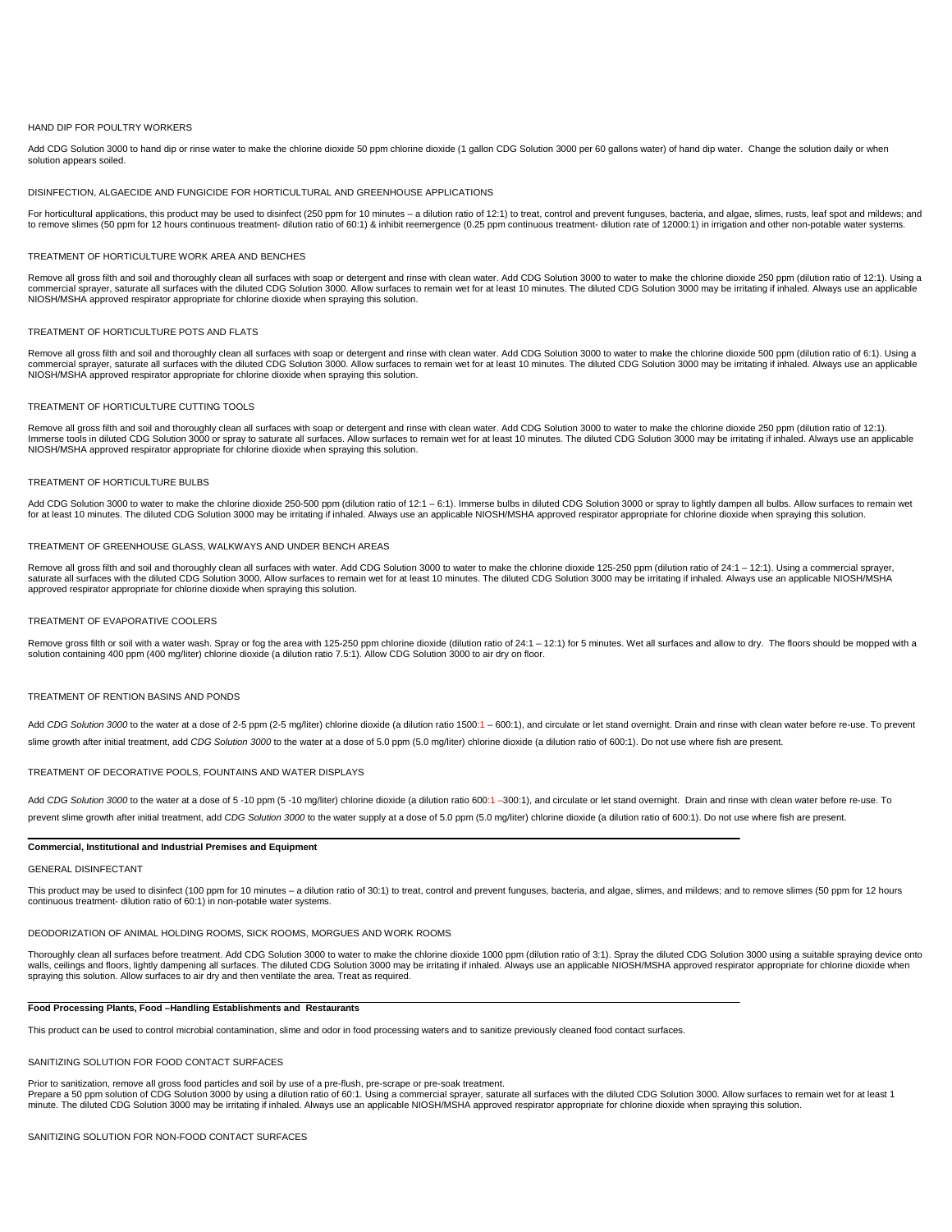HAND DIP FOR POULTRY WORKERS

Add CDG Solution 3000 to hand dip or rinse water to make the chlorine dioxide 50 ppm chlorine dioxide (1 gallon CDG Solution 3000 per 60 gallons water) of hand dip water. Change the solution daily or when solution appears soiled.

DISINFECTION, ALGAECIDE AND FUNGICIDE FOR HORTICULTURAL AND GREENHOUSE APPLICATIONS

For horticultural applications, this product may be used to disinfect (250 ppm for 10 minutes – a dilution ratio of 12:1) to treat, control and prevent funguses, bacteria, and algae, slimes, rusts, leaf spot and mildews; and to remove slimes (50 ppm for 12 hours continuous treatment- dilution ratio of 60:1) & inhibit reemergence (0.25 ppm continuous treatment- dilution rate of 12000:1) in irrigation and other non-potable water systems.

TREATMENT OF HORTICULTURE WORK AREA AND BENCHES

Remove all gross filth and soil and thoroughly clean all surfaces with soap or detergent and rinse with clean water. Add CDG Solution 3000 to water to make the chlorine dioxide 250 ppm (dilution ratio of 12:1). Using a commercial sprayer, saturate all surfaces with the diluted CDG Solution 3000. Allow surfaces to remain wet for at least 10 minutes. The diluted CDG Solution 3000 may be irritating if inhaled. Always use an applicable NIOSH/MSHA approved respirator appropriate for chlorine dioxide when spraying this solution.

TREATMENT OF HORTICULTURE POTS AND FLATS

Remove all gross filth and soil and thoroughly clean all surfaces with soap or detergent and rinse with clean water. Add CDG Solution 3000 to water to make the chlorine dioxide 500 ppm (dilution ratio of 6:1). Using a commercial sprayer, saturate all surfaces with the diluted CDG Solution 3000. Allow surfaces to remain wet for at least 10 minutes. The diluted CDG Solution 3000 may be irritating if inhaled. Always use an applicable NIOSH/MSHA approved respirator appropriate for chlorine dioxide when spraying this solution.

TREATMENT OF HORTICULTURE CUTTING TOOLS

Remove all gross filth and soil and thoroughly clean all surfaces with soap or detergent and rinse with clean water. Add CDG Solution 3000 to water to make the chlorine dioxide 250 ppm (dilution ratio of 12:1). Immerse tools in diluted CDG Solution 3000 or spray to saturate all surfaces. Allow surfaces to remain wet for at least 10 minutes. The diluted CDG Solution 3000 may be irritating if inhaled. Always use an applicable NIOSH/MSHA approved respirator appropriate for chlorine dioxide when spraying this solution.

TREATMENT OF HORTICULTURE BULBS

Add CDG Solution 3000 to water to make the chlorine dioxide 250-500 ppm (dilution ratio of 12:1 – 6:1). Immerse bulbs in diluted CDG Solution 3000 or spray to lightly dampen all bulbs. Allow surfaces to remain wet for at least 10 minutes. The diluted CDG Solution 3000 may be irritating if inhaled. Always use an applicable NIOSH/MSHA approved respirator appropriate for chlorine dioxide when spraying this solution.

TREATMENT OF GREENHOUSE GLASS, WALKWAYS AND UNDER BENCH AREAS

Remove all gross filth and soil and thoroughly clean all surfaces with water. Add CDG Solution 3000 to water to make the chlorine dioxide 125-250 ppm (dilution ratio of 24:1 – 12:1). Using a commercial sprayer, saturate all surfaces with the diluted CDG Solution 3000. Allow surfaces to remain wet for at least 10 minutes. The diluted CDG Solution 3000 may be irritating if inhaled. Always use an applicable NIOSH/MSHA approved respirator appropriate for chlorine dioxide when spraying this solution.

TREATMENT OF EVAPORATIVE COOLERS

Remove gross filth or soil with a water wash. Spray or fog the area with 125-250 ppm chlorine dioxide (dilution ratio of 24:1 – 12:1) for 5 minutes. Wet all surfaces and allow to dry. The floors should be mopped with a solution containing 400 ppm (400 mg/liter) chlorine dioxide (a dilution ratio 7.5:1). Allow CDG Solution 3000 to air dry on floor.

TREATMENT OF RENTION BASINS AND PONDS

Add *CDG Solution 3000* to the water at a dose of 2-5 ppm (2-5 mg/liter) chlorine dioxide (a dilution ratio 1500:1 – 600:1), and circulate or let stand overnight. Drain and rinse with clean water before re-use. To prevent slime growth after initial treatment, add *CDG Solution 3000* to the water at a dose of 5.0 ppm (5.0 mg/liter) chlorine dioxide (a dilution ratio of 600:1). Do not use where fish are present.

TREATMENT OF DECORATIVE POOLS, FOUNTAINS AND WATER DISPLAYS

Add *CDG Solution 3000* to the water at a dose of 5 -10 ppm (5 -10 mg/liter) chlorine dioxide (a dilution ratio 600:1 –300:1), and circulate or let stand overnight. Drain and rinse with clean water before re-use. To prevent slime growth after initial treatment, add *CDG Solution 3000* to the water supply at a dose of 5.0 ppm (5.0 mg/liter) chlorine dioxide (a dilution ratio of 600:1). Do not use where fish are present.

**Commercial, Institutional and Industrial Premises and Equipment**

GENERAL DISINFECTANT

This product may be used to disinfect (100 ppm for 10 minutes – a dilution ratio of 30:1) to treat, control and prevent funguses, bacteria, and algae, slimes, and mildews; and to remove slimes (50 ppm for 12 hours continuous treatment- dilution ratio of 60:1) in non-potable water systems.

DEODORIZATION OF ANIMAL HOLDING ROOMS, SICK ROOMS, MORGUES AND WORK ROOMS

Thoroughly clean all surfaces before treatment. Add CDG Solution 3000 to water to make the chlorine dioxide 1000 ppm (dilution ratio of 3:1). Spray the diluted CDG Solution 3000 using a suitable spraying device onto walls, ceilings and floors, lightly dampening all surfaces. The diluted CDG Solution 3000 may be irritating if inhaled. Always use an applicable NIOSH/MSHA approved respirator appropriate for chlorine dioxide when spraying this solution. Allow surfaces to air dry and then ventilate the area. Treat as required.

**Food Processing Plants, Food –Handling Establishments and Restaurants**

This product can be used to control microbial contamination, slime and odor in food processing waters and to sanitize previously cleaned food contact surfaces.

SANITIZING SOLUTION FOR FOOD CONTACT SURFACES

Prior to sanitization, remove all gross food particles and soil by use of a pre-flush, pre-scrape or pre-soak treatment.
Prepare a 50 ppm solution of CDG Solution 3000 by using a dilution ratio of 60:1. Using a commercial sprayer, saturate all surfaces with the diluted CDG Solution 3000. Allow surfaces to remain wet for at least 1 minute. The diluted CDG Solution 3000 may be irritating if inhaled. Always use an applicable NIOSH/MSHA approved respirator appropriate for chlorine dioxide when spraying this solution.

SANITIZING SOLUTION FOR NON-FOOD CONTACT SURFACES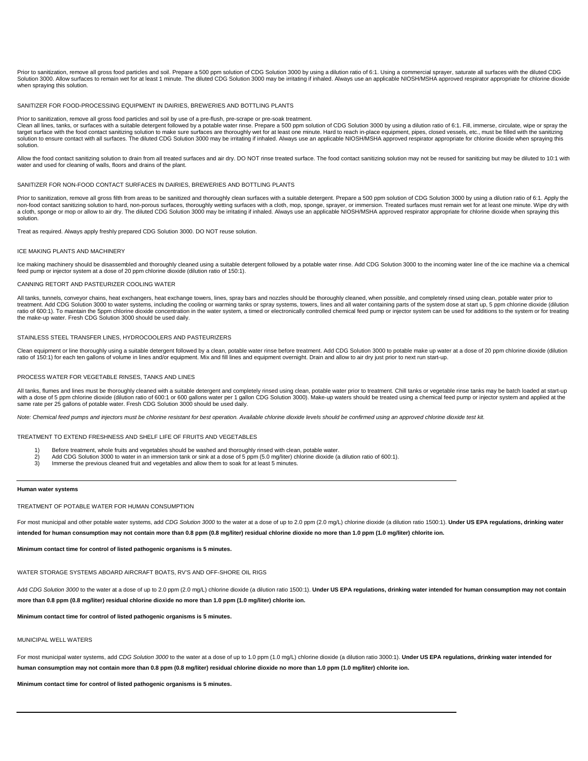Prior to sanitization, remove all gross food particles and soil. Prepare a 500 ppm solution of CDG Solution 3000 by using a dilution ratio of 6:1. Using a commercial sprayer, saturate all surfaces with the diluted CDG Solution 3000. Allow surfaces to remain wet for at least 1 minute. The diluted CDG Solution 3000 may be irritating if inhaled. Always use an applicable NIOSH/MSHA approved respirator appropriate for chlorine dioxide when spraying this solution.

SANITIZER FOR FOOD-PROCESSING EQUIPMENT IN DAIRIES, BREWERIES AND BOTTLING PLANTS

Prior to sanitization, remove all gross food particles and soil by use of a pre-flush, pre-scrape or pre-soak treatment.
Clean all lines, tanks, or surfaces with a suitable detergent followed by a potable water rinse. Prepare a 500 ppm solution of CDG Solution 3000 by using a dilution ratio of 6:1. Fill, immerse, circulate, wipe or spray the target surface with the food contact sanitizing solution to make sure surfaces are thoroughly wet for at least one minute. Hard to reach in-place equipment, pipes, closed vessels, etc., must be filled with the sanitizing solution to ensure contact with all surfaces. The diluted CDG Solution 3000 may be irritating if inhaled. Always use an applicable NIOSH/MSHA approved respirator appropriate for chlorine dioxide when spraying this solution.

Allow the food contact sanitizing solution to drain from all treated surfaces and air dry. DO NOT rinse treated surface. The food contact sanitizing solution may not be reused for sanitizing but may be diluted to 10:1 with water and used for cleaning of walls, floors and drains of the plant.

SANITIZER FOR NON-FOOD CONTACT SURFACES IN DAIRIES, BREWERIES AND BOTTLING PLANTS

Prior to sanitization, remove all gross filth from areas to be sanitized and thoroughly clean surfaces with a suitable detergent. Prepare a 500 ppm solution of CDG Solution 3000 by using a dilution ratio of 6:1. Apply the non-food contact sanitizing solution to hard, non-porous surfaces, thoroughly wetting surfaces with a cloth, mop, sponge, sprayer, or immersion. Treated surfaces must remain wet for at least one minute. Wipe dry with a cloth, sponge or mop or allow to air dry. The diluted CDG Solution 3000 may be irritating if inhaled. Always use an applicable NIOSH/MSHA approved respirator appropriate for chlorine dioxide when spraying this solution.

Treat as required. Always apply freshly prepared CDG Solution 3000. DO NOT reuse solution.

ICE MAKING PLANTS AND MACHINERY

Ice making machinery should be disassembled and thoroughly cleaned using a suitable detergent followed by a potable water rinse. Add CDG Solution 3000 to the incoming water line of the ice machine via a chemical feed pump or injector system at a dose of 20 ppm chlorine dioxide (dilution ratio of 150:1).

CANNING RETORT AND PASTEURIZER COOLING WATER

All tanks, tunnels, conveyor chains, heat exchangers, heat exchange towers, lines, spray bars and nozzles should be thoroughly cleaned, when possible, and completely rinsed using clean, potable water prior to treatment. Add CDG Solution 3000 to water systems, including the cooling or warming tanks or spray systems, towers, lines and all water containing parts of the system dose at start up, 5 ppm chlorine dioxide (dilution ratio of 600:1). To maintain the 5ppm chlorine dioxide concentration in the water system, a timed or electronically controlled chemical feed pump or injector system can be used for additions to the system or for treating the make-up water. Fresh CDG Solution 3000 should be used daily.

STAINLESS STEEL TRANSFER LINES, HYDROCOOLERS AND PASTEURIZERS

Clean equipment or line thoroughly using a suitable detergent followed by a clean, potable water rinse before treatment. Add CDG Solution 3000 to potable make up water at a dose of 20 ppm chlorine dioxide (dilution ratio of 150:1) for each ten gallons of volume in lines and/or equipment. Mix and fill lines and equipment overnight. Drain and allow to air dry just prior to next run start-up.

PROCESS WATER FOR VEGETABLE RINSES, TANKS AND LINES

All tanks, flumes and lines must be thoroughly cleaned with a suitable detergent and completely rinsed using clean, potable water prior to treatment. Chill tanks or vegetable rinse tanks may be batch loaded at start-up with a dose of 5 ppm chlorine dioxide (dilution ratio of 600:1 or 600 gallons water per 1 gallon CDG Solution 3000). Make-up waters should be treated using a chemical feed pump or injector system and applied at the same rate per 25 gallons of potable water. Fresh CDG Solution 3000 should be used daily.

*Note: Chemical feed pumps and injectors must be chlorine resistant for best operation. Available chlorine dioxide levels should be confirmed using an approved chlorine dioxide test kit.*

TREATMENT TO EXTEND FRESHNESS AND SHELF LIFE OF FRUITS AND VEGETABLES

1) Before treatment, whole fruits and vegetables should be washed and thoroughly rinsed with clean, potable water.
2) Add CDG Solution 3000 to water in an immersion tank or sink at a dose of 5 ppm (5.0 mg/liter) chlorine dioxide (a dilution ratio of 600:1).
3) Immerse the previous cleaned fruit and vegetables and allow them to soak for at least 5 minutes.

---

**Human water systems**

TREATMENT OF POTABLE WATER FOR HUMAN CONSUMPTION

For most municipal and other potable water systems, add *CDG Solution 3000* to the water at a dose of up to 2.0 ppm (2.0 mg/L) chlorine dioxide (a dilution ratio 1500:1). **Under US EPA regulations, drinking water intended for human consumption may not contain more than 0.8 ppm (0.8 mg/liter) residual chlorine dioxide no more than 1.0 ppm (1.0 mg/liter) chlorite ion.**

**Minimum contact time for control of listed pathogenic organisms is 5 minutes.**

WATER STORAGE SYSTEMS ABOARD AIRCRAFT BOATS, RV'S AND OFF-SHORE OIL RIGS

Add *CDG Solution 3000* to the water at a dose of up to 2.0 ppm (2.0 mg/L) chlorine dioxide (a dilution ratio 1500:1). **Under US EPA regulations, drinking water intended for human consumption may not contain more than 0.8 ppm (0.8 mg/liter) residual chlorine dioxide no more than 1.0 ppm (1.0 mg/liter) chlorite ion.**

**Minimum contact time for control of listed pathogenic organisms is 5 minutes.**

MUNICIPAL WELL WATERS

For most municipal water systems, add *CDG Solution 3000* to the water at a dose of up to 1.0 ppm (1.0 mg/L) chlorine dioxide (a dilution ratio 3000:1). **Under US EPA regulations, drinking water intended for human consumption may not contain more than 0.8 ppm (0.8 mg/liter) residual chlorine dioxide no more than 1.0 ppm (1.0 mg/liter) chlorite ion.**

**Minimum contact time for control of listed pathogenic organisms is 5 minutes.**

---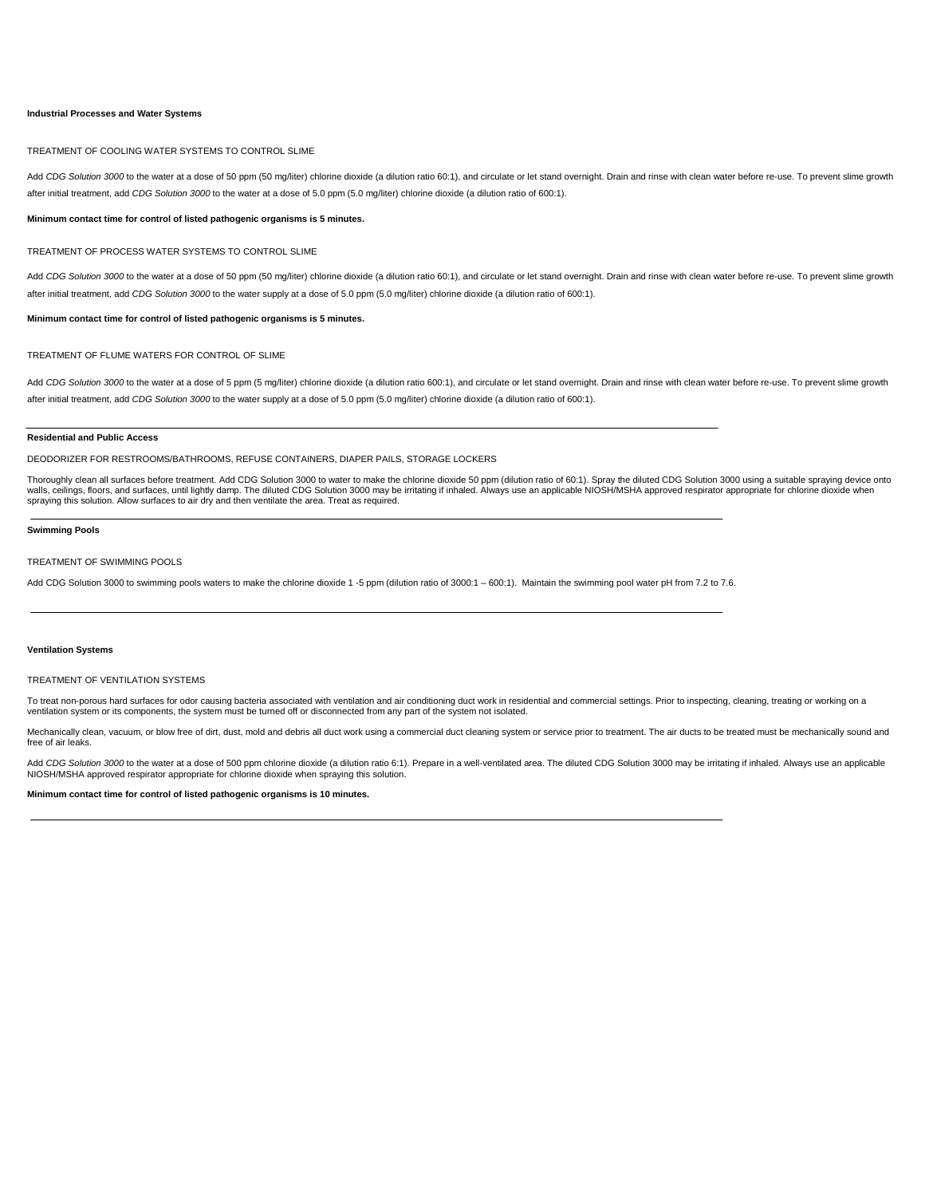**Industrial Processes and Water Systems**

TREATMENT OF COOLING WATER SYSTEMS TO CONTROL SLIME

Add *CDG Solution 3000* to the water at a dose of 50 ppm (50 mg/liter) chlorine dioxide (a dilution ratio 60:1), and circulate or let stand overnight. Drain and rinse with clean water before re-use. To prevent slime growth after initial treatment, add *CDG Solution 3000* to the water at a dose of 5.0 ppm (5.0 mg/liter) chlorine dioxide (a dilution ratio of 600:1).

**Minimum contact time for control of listed pathogenic organisms is 5 minutes.**

TREATMENT OF PROCESS WATER SYSTEMS TO CONTROL SLIME

Add *CDG Solution 3000* to the water at a dose of 50 ppm (50 mg/liter) chlorine dioxide (a dilution ratio 60:1), and circulate or let stand overnight. Drain and rinse with clean water before re-use. To prevent slime growth after initial treatment, add *CDG Solution 3000* to the water supply at a dose of 5.0 ppm (5.0 mg/liter) chlorine dioxide (a dilution ratio of 600:1).

**Minimum contact time for control of listed pathogenic organisms is 5 minutes.**

TREATMENT OF FLUME WATERS FOR CONTROL OF SLIME

Add *CDG Solution 3000* to the water at a dose of 5 ppm (5 mg/liter) chlorine dioxide (a dilution ratio 600:1), and circulate or let stand overnight. Drain and rinse with clean water before re-use. To prevent slime growth after initial treatment, add *CDG Solution 3000* to the water supply at a dose of 5.0 ppm (5.0 mg/liter) chlorine dioxide (a dilution ratio of 600:1).

---

**Residential and Public Access**

DEODORIZER FOR RESTROOMS/BATHROOMS, REFUSE CONTAINERS, DIAPER PAILS, STORAGE LOCKERS

Thoroughly clean all surfaces before treatment. Add CDG Solution 3000 to water to make the chlorine dioxide 50 ppm (dilution ratio of 60:1). Spray the diluted CDG Solution 3000 using a suitable spraying device onto walls, ceilings, floors, and surfaces, until lightly damp. The diluted CDG Solution 3000 may be irritating if inhaled. Always use an applicable NIOSH/MSHA approved respirator appropriate for chlorine dioxide when spraying this solution. Allow surfaces to air dry and then ventilate the area. Treat as required.

---

**Swimming Pools**

TREATMENT OF SWIMMING POOLS

Add CDG Solution 3000 to swimming pools waters to make the chlorine dioxide 1 -5 ppm (dilution ratio of 3000:1 – 600:1). Maintain the swimming pool water pH from 7.2 to 7.6.

---

**Ventilation Systems**

TREATMENT OF VENTILATION SYSTEMS

To treat non-porous hard surfaces for odor causing bacteria associated with ventilation and air conditioning duct work in residential and commercial settings. Prior to inspecting, cleaning, treating or working on a ventilation system or its components, the system must be turned off or disconnected from any part of the system not isolated.

Mechanically clean, vacuum, or blow free of dirt, dust, mold and debris all duct work using a commercial duct cleaning system or service prior to treatment. The air ducts to be treated must be mechanically sound and free of air leaks.

Add *CDG Solution 3000* to the water at a dose of 500 ppm chlorine dioxide (a dilution ratio 6:1). Prepare in a well-ventilated area. The diluted CDG Solution 3000 may be irritating if inhaled. Always use an applicable NIOSH/MSHA approved respirator appropriate for chlorine dioxide when spraying this solution.

**Minimum contact time for control of listed pathogenic organisms is 10 minutes.**

---